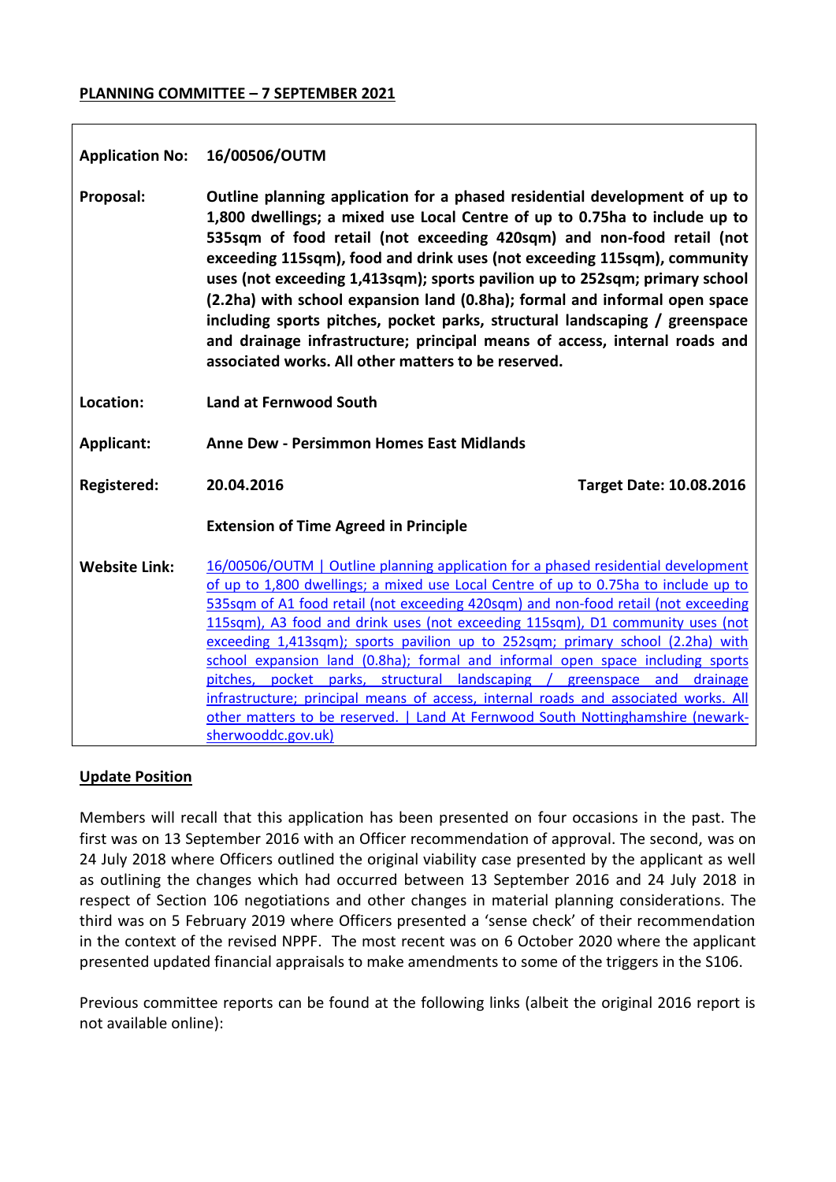**PLANNING COMMITTEE – 7 SEPTEMBER 2021**

| | | |
|---|---|---|
| **Application No:** | **16/00506/OUTM** | |
| **Proposal:** | **Outline planning application for a phased residential development of up to 1,800 dwellings; a mixed use Local Centre of up to 0.75ha to include up to 535sqm of food retail (not exceeding 420sqm) and non-food retail (not exceeding 115sqm), food and drink uses (not exceeding 115sqm), community uses (not exceeding 1,413sqm); sports pavilion up to 252sqm; primary school (2.2ha) with school expansion land (0.8ha); formal and informal open space including sports pitches, pocket parks, structural landscaping / greenspace and drainage infrastructure; principal means of access, internal roads and associated works. All other matters to be reserved.** | |
| **Location:** | **Land at Fernwood South** | |
| **Applicant:** | **Anne Dew - Persimmon Homes East Midlands** | |
| **Registered:** | **20.04.2016** | **Target Date: 10.08.2016** |
| | **Extension of Time Agreed in Principle** | |
| **Website Link:** | 16/00506/OUTM \| Outline planning application for a phased residential development of up to 1,800 dwellings; a mixed use Local Centre of up to 0.75ha to include up to 535sqm of A1 food retail (not exceeding 420sqm) and non-food retail (not exceeding 115sqm), A3 food and drink uses (not exceeding 115sqm), D1 community uses (not exceeding 1,413sqm); sports pavilion up to 252sqm; primary school (2.2ha) with school expansion land (0.8ha); formal and informal open space including sports pitches, pocket parks, structural landscaping / greenspace and drainage infrastructure; principal means of access, internal roads and associated works. All other matters to be reserved. \| Land At Fernwood South Nottinghamshire (newark-sherwooddc.gov.uk) | |

**Update Position**

Members will recall that this application has been presented on four occasions in the past. The first was on 13 September 2016 with an Officer recommendation of approval. The second, was on 24 July 2018 where Officers outlined the original viability case presented by the applicant as well as outlining the changes which had occurred between 13 September 2016 and 24 July 2018 in respect of Section 106 negotiations and other changes in material planning considerations. The third was on 5 February 2019 where Officers presented a 'sense check' of their recommendation in the context of the revised NPPF. The most recent was on 6 October 2020 where the applicant presented updated financial appraisals to make amendments to some of the triggers in the S106.

Previous committee reports can be found at the following links (albeit the original 2016 report is not available online):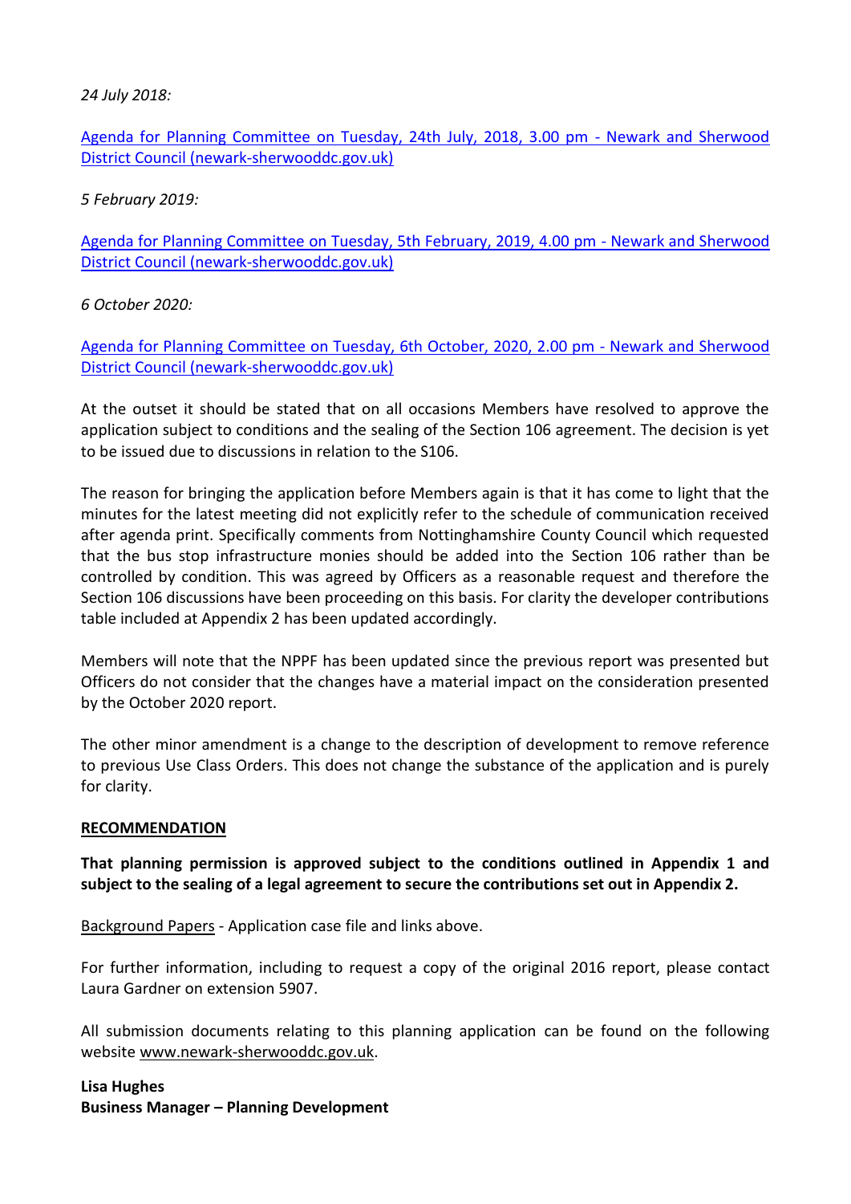*24 July 2018:*

[Agenda for Planning Committee on Tuesday, 24th July, 2018, 3.00 pm - Newark and Sherwood District Council (newark-sherwooddc.gov.uk)]

*5 February 2019:*

[Agenda for Planning Committee on Tuesday, 5th February, 2019, 4.00 pm - Newark and Sherwood District Council (newark-sherwooddc.gov.uk)]

*6 October 2020:*

[Agenda for Planning Committee on Tuesday, 6th October, 2020, 2.00 pm - Newark and Sherwood District Council (newark-sherwooddc.gov.uk)]

At the outset it should be stated that on all occasions Members have resolved to approve the application subject to conditions and the sealing of the Section 106 agreement. The decision is yet to be issued due to discussions in relation to the S106.

The reason for bringing the application before Members again is that it has come to light that the minutes for the latest meeting did not explicitly refer to the schedule of communication received after agenda print. Specifically comments from Nottinghamshire County Council which requested that the bus stop infrastructure monies should be added into the Section 106 rather than be controlled by condition. This was agreed by Officers as a reasonable request and therefore the Section 106 discussions have been proceeding on this basis. For clarity the developer contributions table included at Appendix 2 has been updated accordingly.

Members will note that the NPPF has been updated since the previous report was presented but Officers do not consider that the changes have a material impact on the consideration presented by the October 2020 report.

The other minor amendment is a change to the description of development to remove reference to previous Use Class Orders. This does not change the substance of the application and is purely for clarity.

**RECOMMENDATION**

**That planning permission is approved subject to the conditions outlined in Appendix 1 and subject to the sealing of a legal agreement to secure the contributions set out in Appendix 2.**

Background Papers - Application case file and links above.

For further information, including to request a copy of the original 2016 report, please contact Laura Gardner on extension 5907.

All submission documents relating to this planning application can be found on the following website www.newark-sherwooddc.gov.uk.

**Lisa Hughes**
**Business Manager – Planning Development**